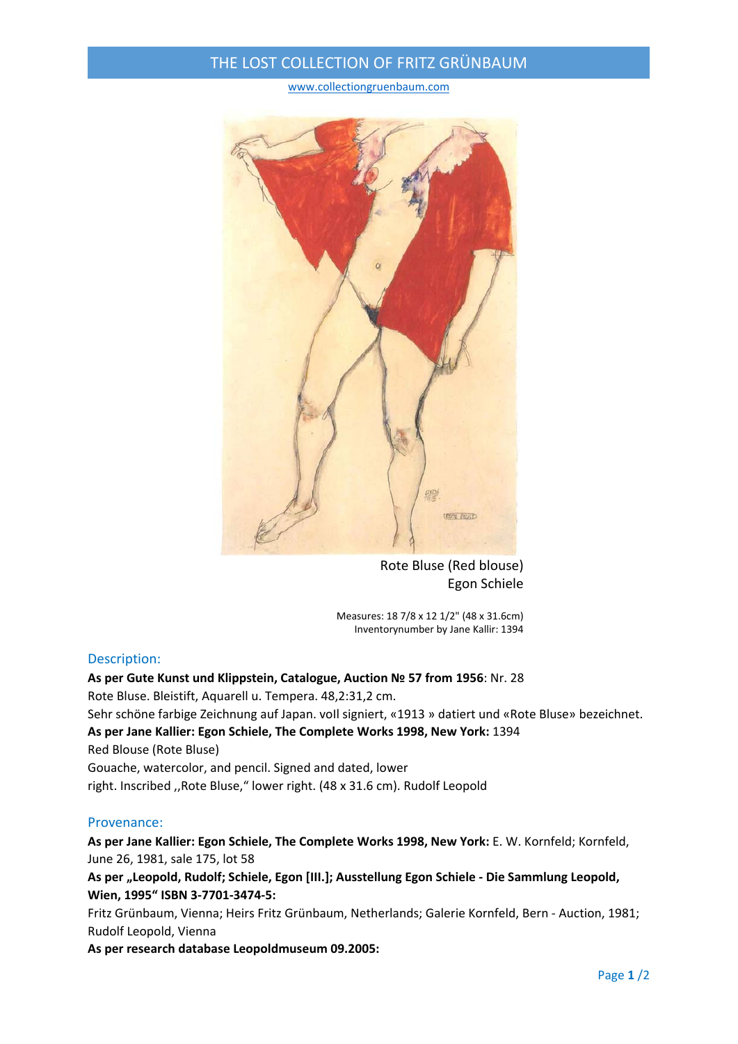# THE LOST COLLECTION OF FRITZ GRÜNBAUM

www.collectiongruenbaum.com

Rote Bluse (Red blouse)
Egon Schiele

Measures: 18 7/8 x 12 1/2" (48 x 31.6cm)
Inventorynumber by Jane Kallir: 1394

## Description:

**As per Gute Kunst und Klippstein, Catalogue, Auction № 57 from 1956**: Nr. 28
Rote Bluse. Bleistift, Aquarell u. Tempera. 48,2:31,2 cm.
Sehr schöne farbige Zeichnung auf Japan. voll signiert, «1913 » datiert und «Rote Bluse» bezeichnet.
**As per Jane Kallier: Egon Schiele, The Complete Works 1998, New York:** 1394
Red Blouse (Rote Bluse)
Gouache, watercolor, and pencil. Signed and dated, lower
right. Inscribed ,,Rote Bluse," lower right. (48 x 31.6 cm). Rudolf Leopold

## Provenance:

**As per Jane Kallier: Egon Schiele, The Complete Works 1998, New York:** E. W. Kornfeld; Kornfeld, June 26, 1981, sale 175, lot 58
**As per „Leopold, Rudolf; Schiele, Egon [III.]; Ausstellung Egon Schiele - Die Sammlung Leopold, Wien, 1995" ISBN 3-7701-3474-5:**
Fritz Grünbaum, Vienna; Heirs Fritz Grünbaum, Netherlands; Galerie Kornfeld, Bern - Auction, 1981; Rudolf Leopold, Vienna
**As per research database Leopoldmuseum 09.2005:**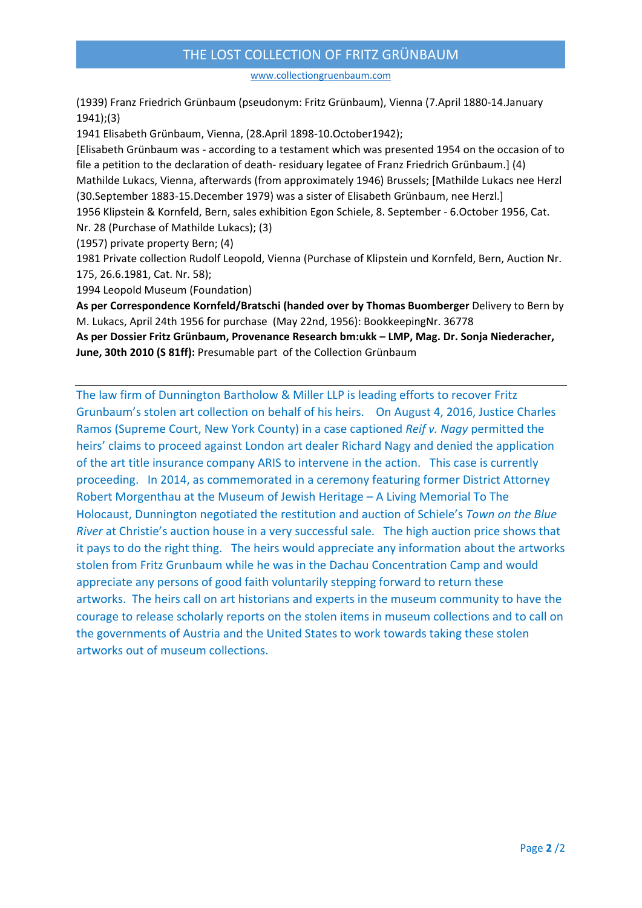(1939) Franz Friedrich Grünbaum (pseudonym: Fritz Grünbaum), Vienna (7.April 1880-14.January 1941);(3)

1941 Elisabeth Grünbaum, Vienna, (28.April 1898-10.October1942);

[Elisabeth Grünbaum was - according to a testament which was presented 1954 on the occasion of to file a petition to the declaration of death- residuary legatee of Franz Friedrich Grünbaum.] (4)

Mathilde Lukacs, Vienna, afterwards (from approximately 1946) Brussels; [Mathilde Lukacs nee Herzl (30.September 1883-15.December 1979) was a sister of Elisabeth Grünbaum, nee Herzl.]

1956 Klipstein & Kornfeld, Bern, sales exhibition Egon Schiele, 8. September - 6.October 1956, Cat. Nr. 28 (Purchase of Mathilde Lukacs); (3)

(1957) private property Bern; (4)

1981 Private collection Rudolf Leopold, Vienna (Purchase of Klipstein und Kornfeld, Bern, Auction Nr. 175, 26.6.1981, Cat. Nr. 58);

1994 Leopold Museum (Foundation)

**As per Correspondence Kornfeld/Bratschi (handed over by Thomas Buomberger** Delivery to Bern by M. Lukacs, April 24th 1956 for purchase (May 22nd, 1956): BookkeepingNr. 36778

**As per Dossier Fritz Grünbaum, Provenance Research bm:ukk – LMP, Mag. Dr. Sonja Niederacher, June, 30th 2010 (S 81ff):** Presumable part of the Collection Grünbaum

---

The law firm of Dunnington Bartholow & Miller LLP is leading efforts to recover Fritz Grunbaum's stolen art collection on behalf of his heirs. On August 4, 2016, Justice Charles Ramos (Supreme Court, New York County) in a case captioned *Reif v. Nagy* permitted the heirs' claims to proceed against London art dealer Richard Nagy and denied the application of the art title insurance company ARIS to intervene in the action. This case is currently proceeding. In 2014, as commemorated in a ceremony featuring former District Attorney Robert Morgenthau at the Museum of Jewish Heritage – A Living Memorial To The Holocaust, Dunnington negotiated the restitution and auction of Schiele's *Town on the Blue River* at Christie's auction house in a very successful sale. The high auction price shows that it pays to do the right thing. The heirs would appreciate any information about the artworks stolen from Fritz Grunbaum while he was in the Dachau Concentration Camp and would appreciate any persons of good faith voluntarily stepping forward to return these artworks. The heirs call on art historians and experts in the museum community to have the courage to release scholarly reports on the stolen items in museum collections and to call on the governments of Austria and the United States to work towards taking these stolen artworks out of museum collections.